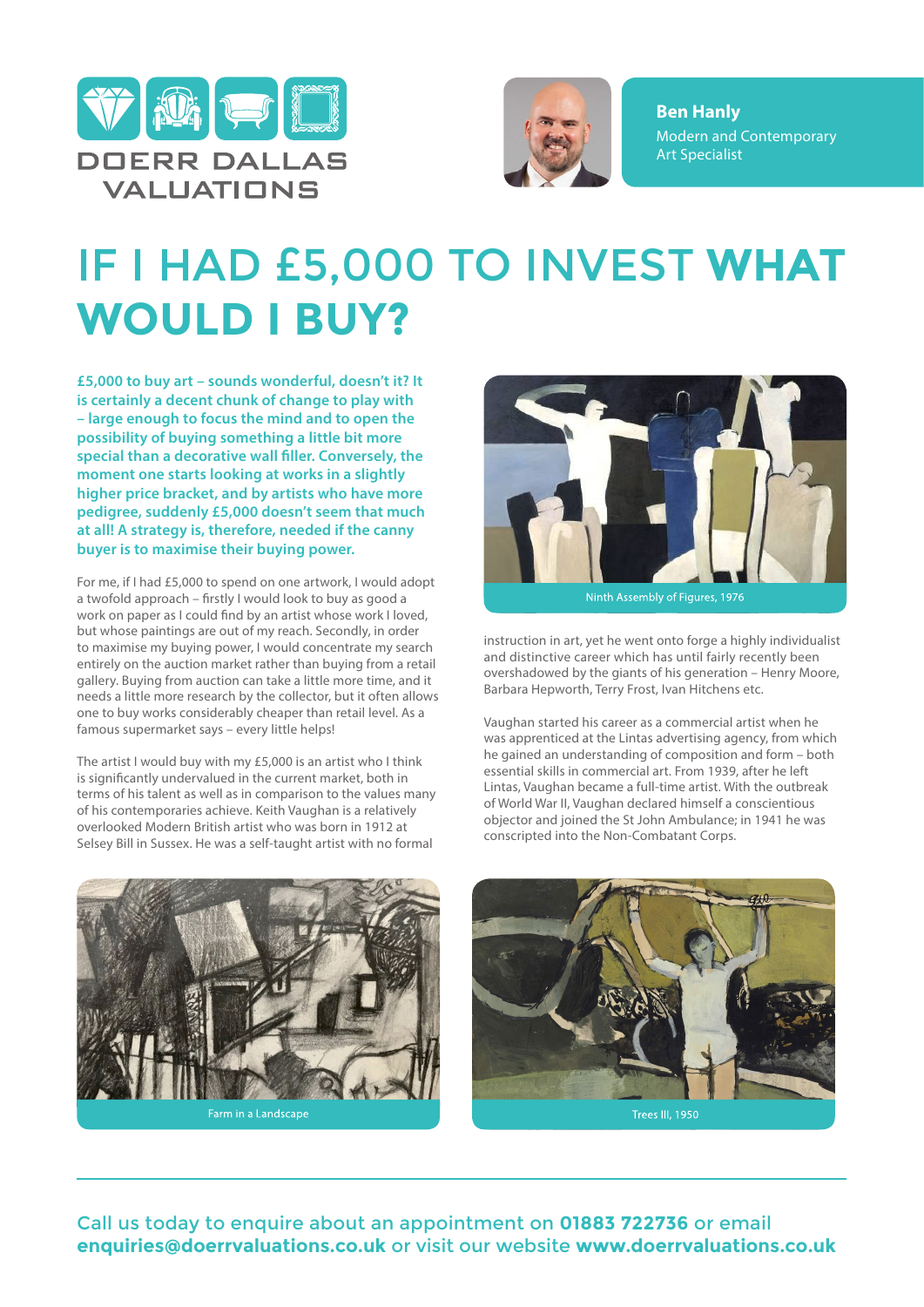DOERR DALLAS VALUATIONS

**Ben Hanly**
Modern and Contemporary Art Specialist

# IF I HAD £5,000 TO INVEST WHAT WOULD I BUY?

**£5,000 to buy art – sounds wonderful, doesn't it? It is certainly a decent chunk of change to play with – large enough to focus the mind and to open the possibility of buying something a little bit more special than a decorative wall filler. Conversely, the moment one starts looking at works in a slightly higher price bracket, and by artists who have more pedigree, suddenly £5,000 doesn't seem that much at all! A strategy is, therefore, needed if the canny buyer is to maximise their buying power.**

For me, if I had £5,000 to spend on one artwork, I would adopt a twofold approach – firstly I would look to buy as good a work on paper as I could find by an artist whose work I loved, but whose paintings are out of my reach. Secondly, in order to maximise my buying power, I would concentrate my search entirely on the auction market rather than buying from a retail gallery. Buying from auction can take a little more time, and it needs a little more research by the collector, but it often allows one to buy works considerably cheaper than retail level. As a famous supermarket says – every little helps!

The artist I would buy with my £5,000 is an artist who I think is significantly undervalued in the current market, both in terms of his talent as well as in comparison to the values many of his contemporaries achieve. Keith Vaughan is a relatively overlooked Modern British artist who was born in 1912 at Selsey Bill in Sussex. He was a self-taught artist with no formal instruction in art, yet he went onto forge a highly individualist and distinctive career which has until fairly recently been overshadowed by the giants of his generation – Henry Moore, Barbara Hepworth, Terry Frost, Ivan Hitchens etc.

Ninth Assembly of Figures, 1976

Vaughan started his career as a commercial artist when he was apprenticed at the Lintas advertising agency, from which he gained an understanding of composition and form – both essential skills in commercial art. From 1939, after he left Lintas, Vaughan became a full-time artist. With the outbreak of World War II, Vaughan declared himself a conscientious objector and joined the St John Ambulance; in 1941 he was conscripted into the Non-Combatant Corps.

Farm in a Landscape

Trees III, 1950

Call us today to enquire about an appointment on **01883 722736** or email **enquiries@doerrvaluations.co.uk** or visit our website **www.doerrvaluations.co.uk**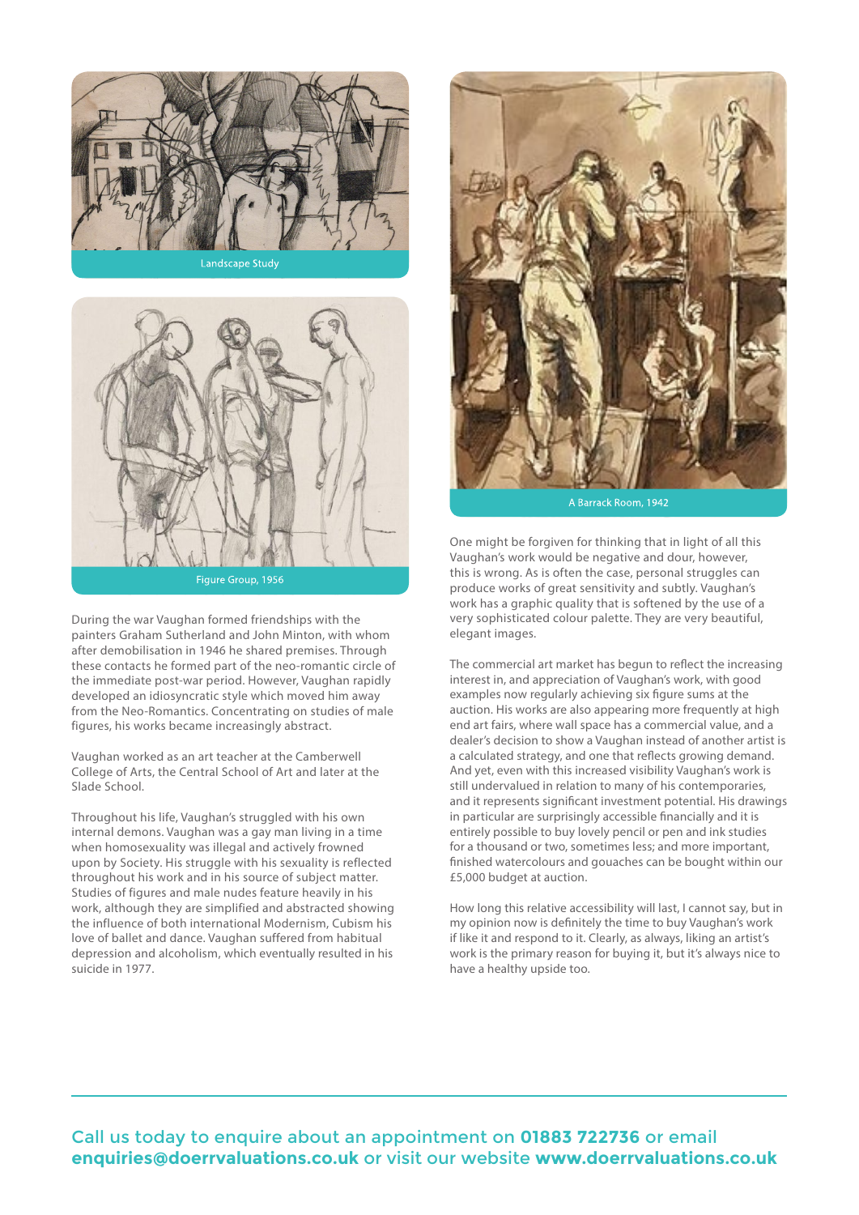Landscape Study

Figure Group, 1956

A Barrack Room, 1942

During the war Vaughan formed friendships with the painters Graham Sutherland and John Minton, with whom after demobilisation in 1946 he shared premises. Through these contacts he formed part of the neo-romantic circle of the immediate post-war period. However, Vaughan rapidly developed an idiosyncratic style which moved him away from the Neo-Romantics. Concentrating on studies of male figures, his works became increasingly abstract.

Vaughan worked as an art teacher at the Camberwell College of Arts, the Central School of Art and later at the Slade School.

Throughout his life, Vaughan's struggled with his own internal demons. Vaughan was a gay man living in a time when homosexuality was illegal and actively frowned upon by Society. His struggle with his sexuality is reflected throughout his work and in his source of subject matter. Studies of figures and male nudes feature heavily in his work, although they are simplified and abstracted showing the influence of both international Modernism, Cubism his love of ballet and dance. Vaughan suffered from habitual depression and alcoholism, which eventually resulted in his suicide in 1977.

One might be forgiven for thinking that in light of all this Vaughan's work would be negative and dour, however, this is wrong. As is often the case, personal struggles can produce works of great sensitivity and subtly. Vaughan's work has a graphic quality that is softened by the use of a very sophisticated colour palette. They are very beautiful, elegant images.

The commercial art market has begun to reflect the increasing interest in, and appreciation of Vaughan's work, with good examples now regularly achieving six figure sums at the auction. His works are also appearing more frequently at high end art fairs, where wall space has a commercial value, and a dealer's decision to show a Vaughan instead of another artist is a calculated strategy, and one that reflects growing demand. And yet, even with this increased visibility Vaughan's work is still undervalued in relation to many of his contemporaries, and it represents significant investment potential. His drawings in particular are surprisingly accessible financially and it is entirely possible to buy lovely pencil or pen and ink studies for a thousand or two, sometimes less; and more important, finished watercolours and gouaches can be bought within our £5,000 budget at auction.

How long this relative accessibility will last, I cannot say, but in my opinion now is definitely the time to buy Vaughan's work if like it and respond to it. Clearly, as always, liking an artist's work is the primary reason for buying it, but it's always nice to have a healthy upside too.

---

Call us today to enquire about an appointment on **01883 722736** or email **enquiries@doerrvaluations.co.uk** or visit our website **www.doerrvaluations.co.uk**